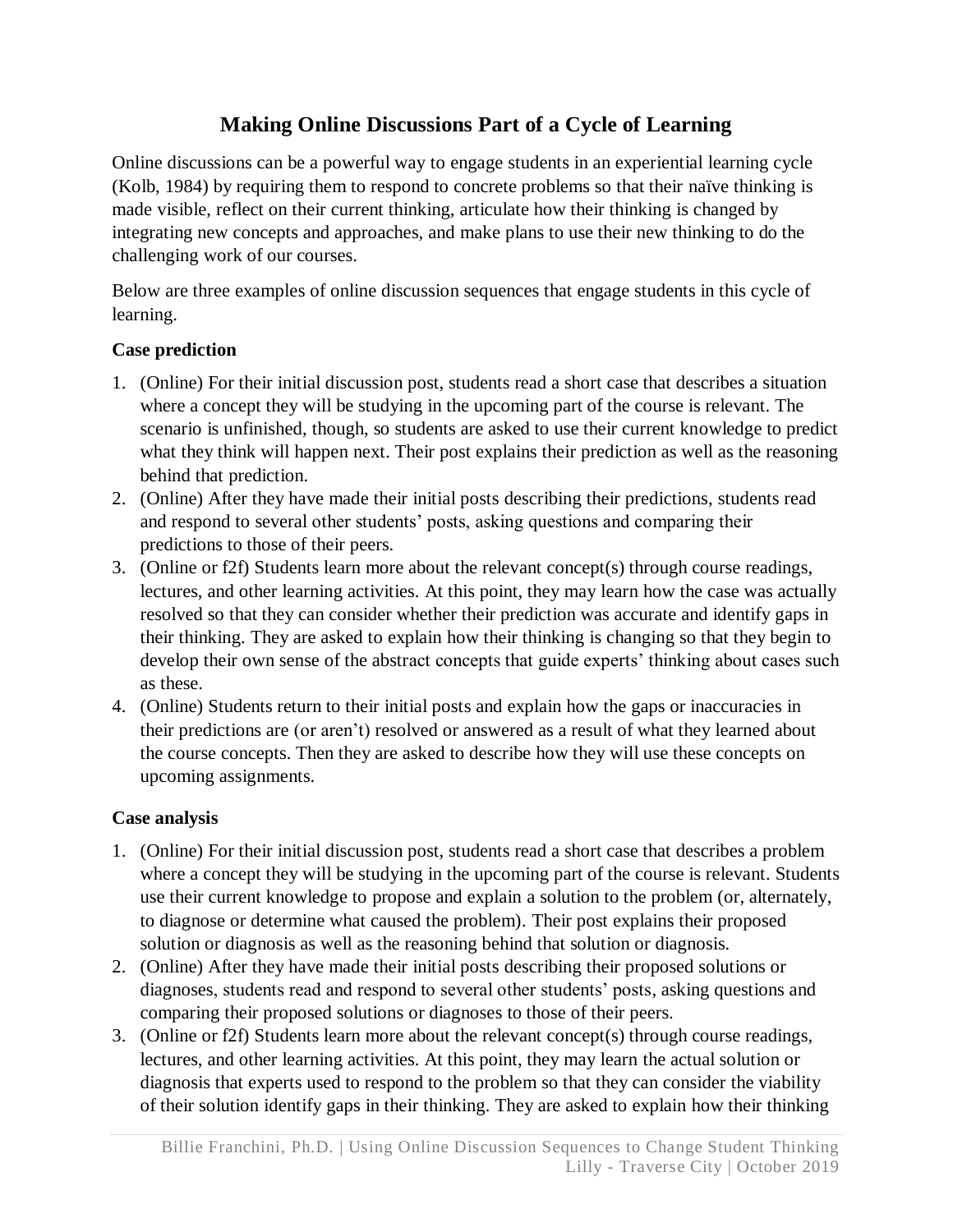# Making Online Discussions Part of a Cycle of Learning

Online discussions can be a powerful way to engage students in an experiential learning cycle (Kolb, 1984) by requiring them to respond to concrete problems so that their naïve thinking is made visible, reflect on their current thinking, articulate how their thinking is changed by integrating new concepts and approaches, and make plans to use their new thinking to do the challenging work of our courses.

Below are three examples of online discussion sequences that engage students in this cycle of learning.

**Case prediction**

1. (Online) For their initial discussion post, students read a short case that describes a situation where a concept they will be studying in the upcoming part of the course is relevant. The scenario is unfinished, though, so students are asked to use their current knowledge to predict what they think will happen next. Their post explains their prediction as well as the reasoning behind that prediction.
2. (Online) After they have made their initial posts describing their predictions, students read and respond to several other students' posts, asking questions and comparing their predictions to those of their peers.
3. (Online or f2f) Students learn more about the relevant concept(s) through course readings, lectures, and other learning activities. At this point, they may learn how the case was actually resolved so that they can consider whether their prediction was accurate and identify gaps in their thinking. They are asked to explain how their thinking is changing so that they begin to develop their own sense of the abstract concepts that guide experts' thinking about cases such as these.
4. (Online) Students return to their initial posts and explain how the gaps or inaccuracies in their predictions are (or aren't) resolved or answered as a result of what they learned about the course concepts. Then they are asked to describe how they will use these concepts on upcoming assignments.

**Case analysis**

1. (Online) For their initial discussion post, students read a short case that describes a problem where a concept they will be studying in the upcoming part of the course is relevant. Students use their current knowledge to propose and explain a solution to the problem (or, alternately, to diagnose or determine what caused the problem). Their post explains their proposed solution or diagnosis as well as the reasoning behind that solution or diagnosis.
2. (Online) After they have made their initial posts describing their proposed solutions or diagnoses, students read and respond to several other students' posts, asking questions and comparing their proposed solutions or diagnoses to those of their peers.
3. (Online or f2f) Students learn more about the relevant concept(s) through course readings, lectures, and other learning activities. At this point, they may learn the actual solution or diagnosis that experts used to respond to the problem so that they can consider the viability of their solution identify gaps in their thinking. They are asked to explain how their thinking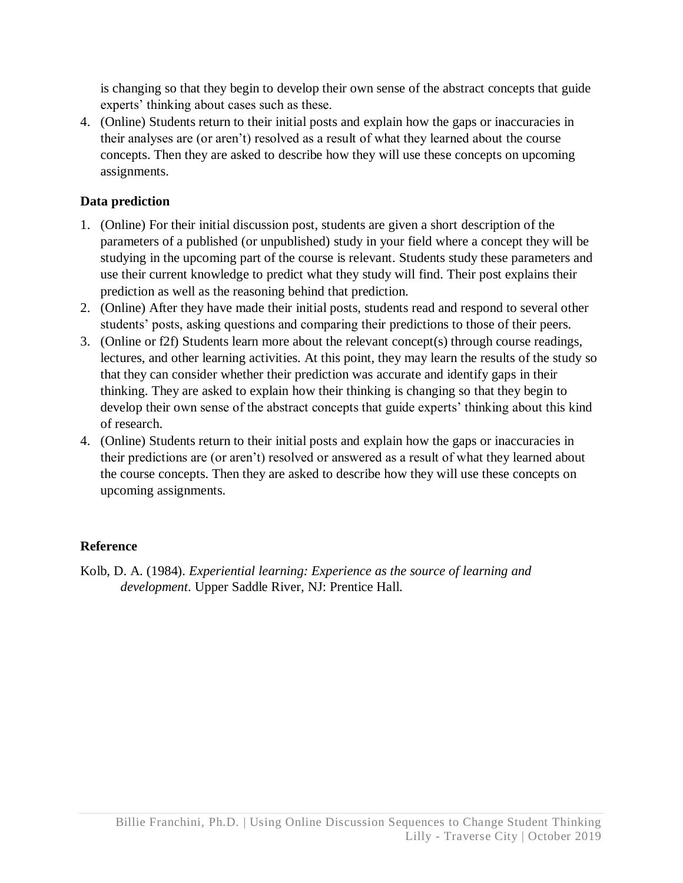is changing so that they begin to develop their own sense of the abstract concepts that guide experts' thinking about cases such as these.

4. (Online) Students return to their initial posts and explain how the gaps or inaccuracies in their analyses are (or aren't) resolved as a result of what they learned about the course concepts. Then they are asked to describe how they will use these concepts on upcoming assignments.

**Data prediction**

1. (Online) For their initial discussion post, students are given a short description of the parameters of a published (or unpublished) study in your field where a concept they will be studying in the upcoming part of the course is relevant. Students study these parameters and use their current knowledge to predict what they study will find. Their post explains their prediction as well as the reasoning behind that prediction.
2. (Online) After they have made their initial posts, students read and respond to several other students' posts, asking questions and comparing their predictions to those of their peers.
3. (Online or f2f) Students learn more about the relevant concept(s) through course readings, lectures, and other learning activities. At this point, they may learn the results of the study so that they can consider whether their prediction was accurate and identify gaps in their thinking. They are asked to explain how their thinking is changing so that they begin to develop their own sense of the abstract concepts that guide experts' thinking about this kind of research.
4. (Online) Students return to their initial posts and explain how the gaps or inaccuracies in their predictions are (or aren't) resolved or answered as a result of what they learned about the course concepts. Then they are asked to describe how they will use these concepts on upcoming assignments.

**Reference**

Kolb, D. A. (1984). *Experiential learning: Experience as the source of learning and development*. Upper Saddle River, NJ: Prentice Hall.